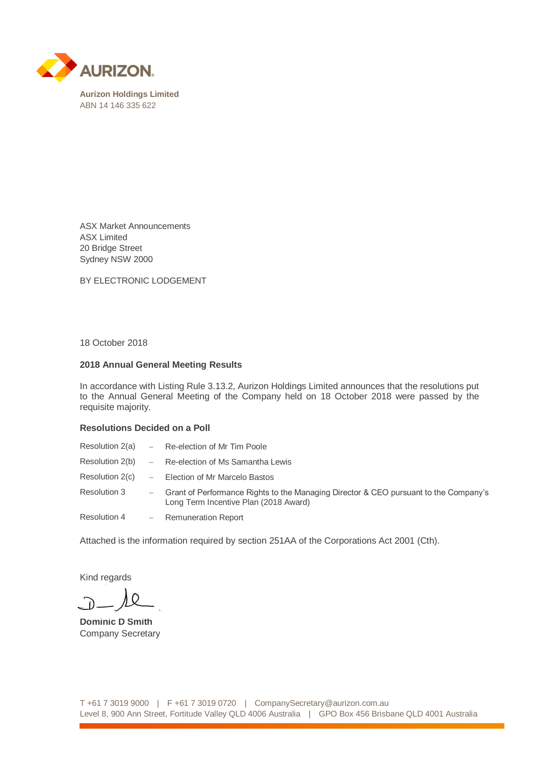AURIZON

**Aurizon Holdings Limited**
ABN 14 146 335 622

ASX Market Announcements
ASX Limited
20 Bridge Street
Sydney NSW 2000

BY ELECTRONIC LODGEMENT

18 October 2018

**2018 Annual General Meeting Results**

In accordance with Listing Rule 3.13.2, Aurizon Holdings Limited announces that the resolutions put to the Annual General Meeting of the Company held on 18 October 2018 were passed by the requisite majority.

**Resolutions Decided on a Poll**

| | | |
|---|---|---|
| Resolution 2(a) | – | Re-election of Mr Tim Poole |
| Resolution 2(b) | – | Re-election of Ms Samantha Lewis |
| Resolution 2(c) | – | Election of Mr Marcelo Bastos |
| Resolution 3 | – | Grant of Performance Rights to the Managing Director & CEO pursuant to the Company's Long Term Incentive Plan (2018 Award) |
| Resolution 4 | – | Remuneration Report |

Attached is the information required by section 251AA of the Corporations Act 2001 (Cth).

Kind regards

**Dominic D Smith**
Company Secretary

T +61 7 3019 9000 | F +61 7 3019 0720 | CompanySecretary@aurizon.com.au
Level 8, 900 Ann Street, Fortitude Valley QLD 4006 Australia | GPO Box 456 Brisbane QLD 4001 Australia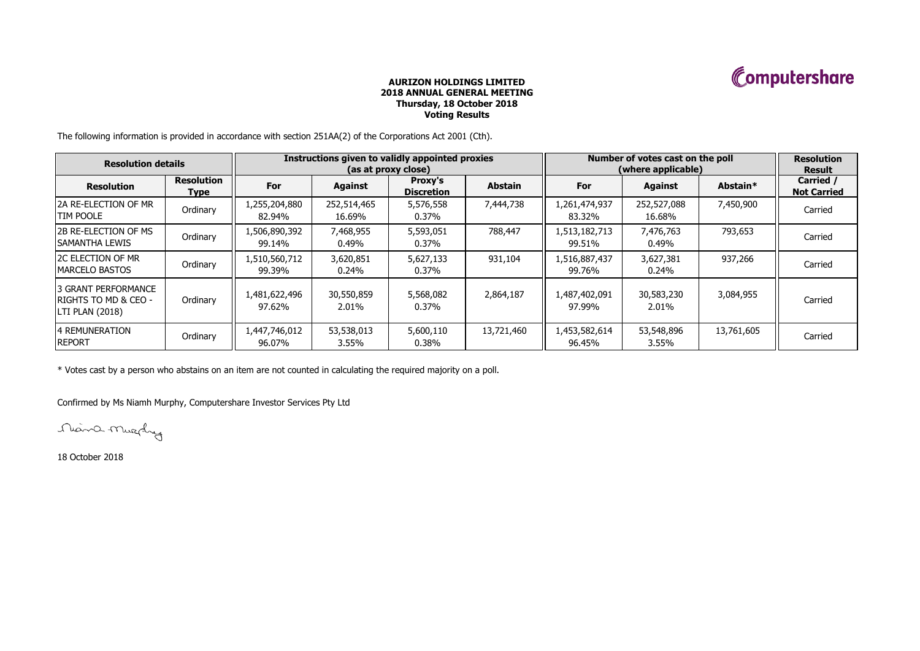**AURIZON HOLDINGS LIMITED**
**2018 ANNUAL GENERAL MEETING**
**Thursday, 18 October 2018**
**Voting Results**

The following information is provided in accordance with section 251AA(2) of the Corporations Act 2001 (Cth).

| Resolution details | | Instructions given to validly appointed proxies (as at proxy close) | | | | Number of votes cast on the poll (where applicable) | | | Resolution Result |
|---|---|---|---|---|---|---|---|---|---|
| **Resolution** | **Resolution Type** | **For** | **Against** | **Proxy's Discretion** | **Abstain** | **For** | **Against** | **Abstain*** | **Carried / Not Carried** |
| 2A RE-ELECTION OF MR TIM POOLE | Ordinary | 1,255,204,880 82.94% | 252,514,465 16.69% | 5,576,558 0.37% | 7,444,738 | 1,261,474,937 83.32% | 252,527,088 16.68% | 7,450,900 | Carried |
| 2B RE-ELECTION OF MS SAMANTHA LEWIS | Ordinary | 1,506,890,392 99.14% | 7,468,955 0.49% | 5,593,051 0.37% | 788,447 | 1,513,182,713 99.51% | 7,476,763 0.49% | 793,653 | Carried |
| 2C ELECTION OF MR MARCELO BASTOS | Ordinary | 1,510,560,712 99.39% | 3,620,851 0.24% | 5,627,133 0.37% | 931,104 | 1,516,887,437 99.76% | 3,627,381 0.24% | 937,266 | Carried |
| 3 GRANT PERFORMANCE RIGHTS TO MD & CEO - LTI PLAN (2018) | Ordinary | 1,481,622,496 97.62% | 30,550,859 2.01% | 5,568,082 0.37% | 2,864,187 | 1,487,402,091 97.99% | 30,583,230 2.01% | 3,084,955 | Carried |
| 4 REMUNERATION REPORT | Ordinary | 1,447,746,012 96.07% | 53,538,013 3.55% | 5,600,110 0.38% | 13,721,460 | 1,453,582,614 96.45% | 53,548,896 3.55% | 13,761,605 | Carried |

* Votes cast by a person who abstains on an item are not counted in calculating the required majority on a poll.

Confirmed by Ms Niamh Murphy, Computershare Investor Services Pty Ltd

18 October 2018